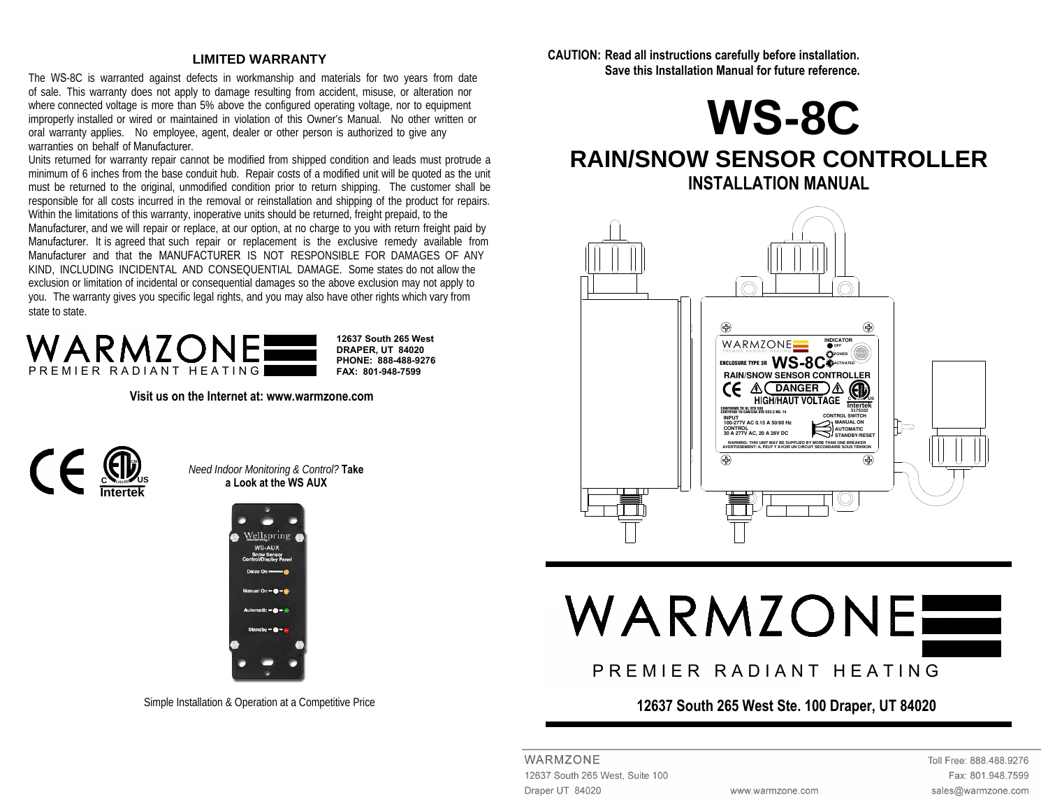## LIMITED WARRANTY

The WS-8C is warranted against defects in workmanship and materials for two years from date of sale. This warranty does not apply to damage resulting from accident, misuse, or alteration nor where connected voltage is more than 5% above the configured operating voltage, nor to equipment improperly installed or wired or maintained in violation of this Owner's Manual. No other written or oral warranty applies. No employee, agent, dealer or other person is authorized to give any warranties on behalf of Manufacturer.

Units returned for warranty repair cannot be modified from shipped condition and leads must protrude a minimum of 6 inches from the base conduit hub. Repair costs of a modified unit will be quoted as the unit must be returned to the original, unmodified condition prior to return shipping. The customer shall be responsible for all costs incurred in the removal or reinstallation and shipping of the product for repairs. Within the limitations of this warranty, inoperative units should be returned, freight prepaid, to the Manufacturer, and we will repair or replace, at our option, at no charge to you with return freight paid by Manufacturer. It is agreed that such repair or replacement is the exclusive remedy available from Manufacturer and that the MANUFACTURER IS NOT RESPONSIBLE FOR DAMAGES OF ANY KIND, INCLUDING INCIDENTAL AND CONSEQUENTIAL DAMAGE. Some states do not allow the exclusion or limitation of incidental or consequential damages so the above exclusion may not apply to you. The warranty gives you specific legal rights, and you may also have other rights which vary from state to state.

WARMZONE
PREMIER RADIANT HEATING

**12637 South 265 West**
**DRAPER, UT 84020**
**PHONE: 888-488-9276**
**FAX: 801-948-7599**

**Visit us on the Internet at: www.warmzone.com**

*Need Indoor Monitoring & Control?* **Take a Look at the WS AUX**

Simple Installation & Operation at a Competitive Price

**CAUTION: Read all instructions carefully before installation.**
**Save this Installation Manual for future reference.**

# WS-8C

## RAIN/SNOW SENSOR CONTROLLER

### INSTALLATION MANUAL

WARMZONE
PREMIER RADIANT HEATING

**12637 South 265 West Ste. 100 Draper, UT 84020**

WARMZONE
12637 South 265 West, Suite 100
Draper UT 84020

www.warmzone.com

Toll Free: 888.488.9276
Fax: 801.948.7599
sales@warmzone.com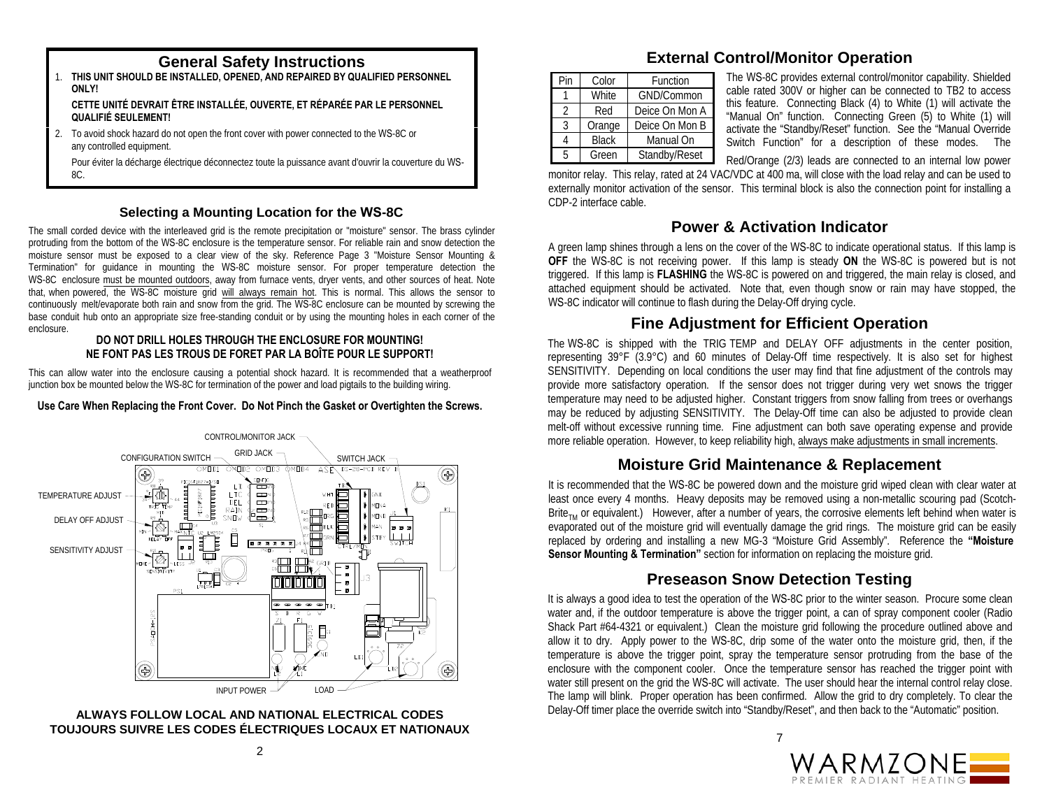## General Safety Instructions

1. **THIS UNIT SHOULD BE INSTALLED, OPENED, AND REPAIRED BY QUALIFIED PERSONNEL ONLY!**

   **CETTE UNITÉ DEVRAIT ÊTRE INSTALLÉE, OUVERTE, ET RÉPARÉE PAR LE PERSONNEL QUALIFIÉ SEULEMENT!**

2. To avoid shock hazard do not open the front cover with power connected to the WS-8C or any controlled equipment.

   Pour éviter la décharge électrique déconnectez toute la puissance avant d'ouvrir la couverture du WS-8C.

### Selecting a Mounting Location for the WS-8C

The small corded device with the interleaved grid is the remote precipitation or "moisture" sensor. The brass cylinder protruding from the bottom of the WS-8C enclosure is the temperature sensor. For reliable rain and snow detection the moisture sensor must be exposed to a clear view of the sky. Reference Page 3 "Moisture Sensor Mounting & Termination" for guidance in mounting the WS-8C moisture sensor. For proper temperature detection the WS-8C enclosure must be mounted outdoors, away from furnace vents, dryer vents, and other sources of heat. Note that, when powered, the WS-8C moisture grid will always remain hot. This is normal. This allows the sensor to continuously melt/evaporate both rain and snow from the grid. The WS-8C enclosure can be mounted by screwing the base conduit hub onto an appropriate size free-standing conduit or by using the mounting holes in each corner of the enclosure.

**DO NOT DRILL HOLES THROUGH THE ENCLOSURE FOR MOUNTING!**
**NE FONT PAS LES TROUS DE FORET PAR LA BOÎTE POUR LE SUPPORT!**

This can allow water into the enclosure causing a potential shock hazard. It is recommended that a weatherproof junction box be mounted below the WS-8C for termination of the power and load pigtails to the building wiring.

**Use Care When Replacing the Front Cover. Do Not Pinch the Gasket or Overtighten the Screws.**

CONTROL/MONITOR JACK, CONFIGURATION SWITCH, GRID JACK, SWITCH JACK, TEMPERATURE ADJUST, DELAY OFF ADJUST, SENSITIVITY ADJUST, INPUT POWER, LOAD

**ALWAYS FOLLOW LOCAL AND NATIONAL ELECTRICAL CODES**
**TOUJOURS SUIVRE LES CODES ÉLECTRIQUES LOCAUX ET NATIONAUX**

## External Control/Monitor Operation

| Pin | Color | Function |
|---|---|---|
| 1 | White | GND/Common |
| 2 | Red | Deice On Mon A |
| 3 | Orange | Deice On Mon B |
| 4 | Black | Manual On |
| 5 | Green | Standby/Reset |

The WS-8C provides external control/monitor capability. Shielded cable rated 300V or higher can be connected to TB2 to access this feature. Connecting Black (4) to White (1) will activate the "Manual On" function. Connecting Green (5) to White (1) will activate the "Standby/Reset" function. See the "Manual Override Switch Function" for a description of these modes. The Red/Orange (2/3) leads are connected to an internal low power monitor relay. This relay, rated at 24 VAC/VDC at 400 ma, will close with the load relay and can be used to externally monitor activation of the sensor. This terminal block is also the connection point for installing a CDP-2 interface cable.

## Power & Activation Indicator

A green lamp shines through a lens on the cover of the WS-8C to indicate operational status. If this lamp is **OFF** the WS-8C is not receiving power. If this lamp is steady **ON** the WS-8C is powered but is not triggered. If this lamp is **FLASHING** the WS-8C is powered on and triggered, the main relay is closed, and attached equipment should be activated. Note that, even though snow or rain may have stopped, the WS-8C indicator will continue to flash during the Delay-Off drying cycle.

## Fine Adjustment for Efficient Operation

The WS-8C is shipped with the TRIG TEMP and DELAY OFF adjustments in the center position, representing 39°F (3.9°C) and 60 minutes of Delay-Off time respectively. It is also set for highest SENSITIVITY. Depending on local conditions the user may find that fine adjustment of the controls may provide more satisfactory operation. If the sensor does not trigger during very wet snows the trigger temperature may need to be adjusted higher. Constant triggers from snow falling from trees or overhangs may be reduced by adjusting SENSITIVITY. The Delay-Off time can also be adjusted to provide clean melt-off without excessive running time. Fine adjustment can both save operating expense and provide more reliable operation. However, to keep reliability high, always make adjustments in small increments.

## Moisture Grid Maintenance & Replacement

It is recommended that the WS-8C be powered down and the moisture grid wiped clean with clear water at least once every 4 months. Heavy deposits may be removed using a non-metallic scouring pad (Scotch-Brite$_{TM}$ or equivalent.) However, after a number of years, the corrosive elements left behind when water is evaporated out of the moisture grid will eventually damage the grid rings. The moisture grid can be easily replaced by ordering and installing a new MG-3 "Moisture Grid Assembly". Reference the **"Moisture Sensor Mounting & Termination"** section for information on replacing the moisture grid.

## Preseason Snow Detection Testing

It is always a good idea to test the operation of the WS-8C prior to the winter season. Procure some clean water and, if the outdoor temperature is above the trigger point, a can of spray component cooler (Radio Shack Part #64-4321 or equivalent.) Clean the moisture grid following the procedure outlined above and allow it to dry. Apply power to the WS-8C, drip some of the water onto the moisture grid, then, if the temperature is above the trigger point, spray the temperature sensor protruding from the base of the enclosure with the component cooler. Once the temperature sensor has reached the trigger point with water still present on the grid the WS-8C will activate. The user should hear the internal control relay close. The lamp will blink. Proper operation has been confirmed. Allow the grid to dry completely. To clear the Delay-Off timer place the override switch into "Standby/Reset", and then back to the "Automatic" position.

WARMZONE PREMIER RADIANT HEATING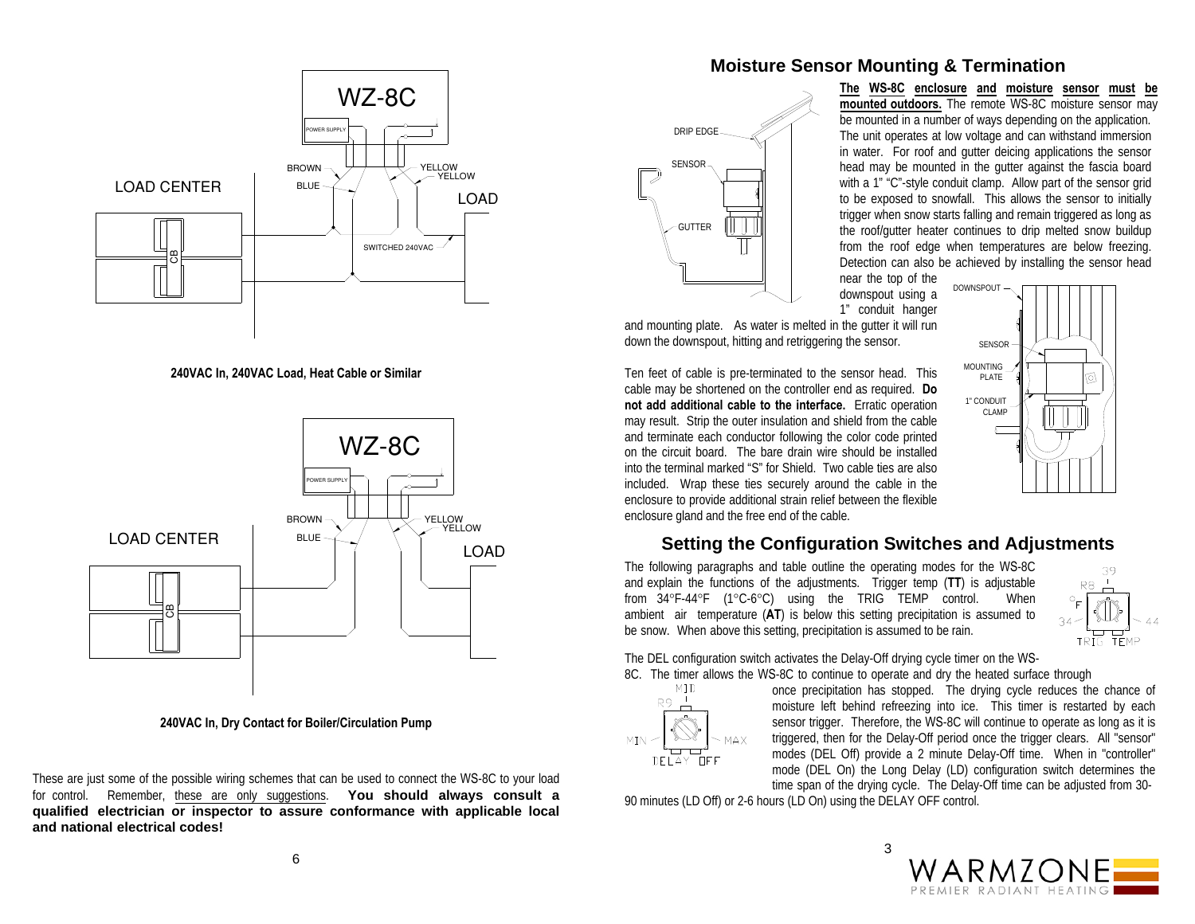240VAC In, 240VAC Load, Heat Cable or Similar

240VAC In, Dry Contact for Boiler/Circulation Pump

These are just some of the possible wiring schemes that can be used to connect the WS-8C to your load for control. Remember, these are only suggestions. **You should always consult a qualified electrician or inspector to assure conformance with applicable local and national electrical codes!**

## Moisture Sensor Mounting & Termination

**The WS-8C enclosure and moisture sensor must be mounted outdoors.** The remote WS-8C moisture sensor may be mounted in a number of ways depending on the application. The unit operates at low voltage and can withstand immersion in water. For roof and gutter deicing applications the sensor head may be mounted in the gutter against the fascia board with a 1" "C"-style conduit clamp. Allow part of the sensor grid to be exposed to snowfall. This allows the sensor to initially trigger when snow starts falling and remain triggered as long as the roof/gutter heater continues to drip melted snow buildup from the roof edge when temperatures are below freezing. Detection can also be achieved by installing the sensor head near the top of the downspout using a 1" conduit hanger and mounting plate. As water is melted in the gutter it will run down the downspout, hitting and retriggering the sensor.

Ten feet of cable is pre-terminated to the sensor head. This cable may be shortened on the controller end as required. **Do not add additional cable to the interface.** Erratic operation may result. Strip the outer insulation and shield from the cable and terminate each conductor following the color code printed on the circuit board. The bare drain wire should be installed into the terminal marked "S" for Shield. Two cable ties are also included. Wrap these ties securely around the cable in the enclosure to provide additional strain relief between the flexible enclosure gland and the free end of the cable.

## Setting the Configuration Switches and Adjustments

The following paragraphs and table outline the operating modes for the WS-8C and explain the functions of the adjustments. Trigger temp (**TT**) is adjustable from 34°F-44°F (1°C-6°C) using the TRIG TEMP control. When ambient air temperature (**AT**) is below this setting precipitation is assumed to be snow. When above this setting, precipitation is assumed to be rain.

The DEL configuration switch activates the Delay-Off drying cycle timer on the WS-8C. The timer allows the WS-8C to continue to operate and dry the heated surface through once precipitation has stopped. The drying cycle reduces the chance of moisture left behind refreezing into ice. This timer is restarted by each sensor trigger. Therefore, the WS-8C will continue to operate as long as it is triggered, then for the Delay-Off period once the trigger clears. All "sensor" modes (DEL Off) provide a 2 minute Delay-Off time. When in "controller" mode (DEL On) the Long Delay (LD) configuration switch determines the time span of the drying cycle. The Delay-Off time can be adjusted from 30-90 minutes (LD Off) or 2-6 hours (LD On) using the DELAY OFF control.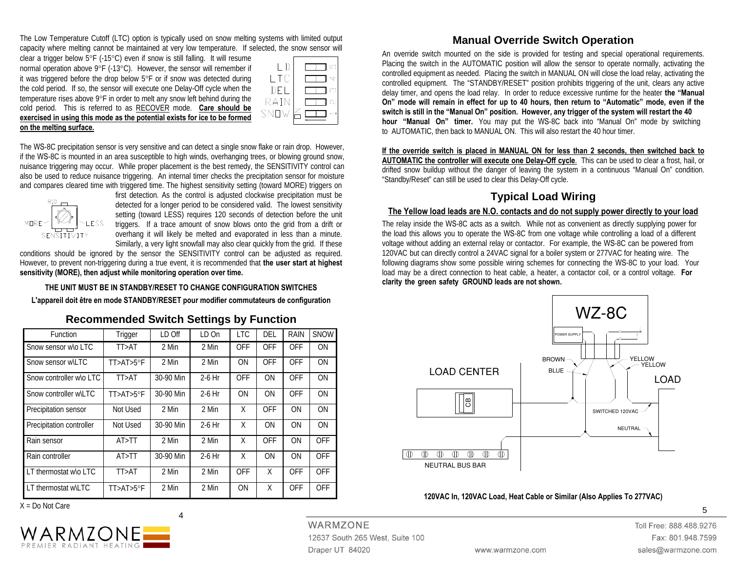The Low Temperature Cutoff (LTC) option is typically used on snow melting systems with limited output capacity where melting cannot be maintained at very low temperature. If selected, the snow sensor will clear a trigger below 5°F (-15°C) even if snow is still falling. It will resume normal operation above 9°F (-13°C). However, the sensor will remember if it was triggered before the drop below 5°F or if snow was detected during the cold period. If so, the sensor will execute one Delay-Off cycle when the temperature rises above 9°F in order to melt any snow left behind during the cold period. This is referred to as RECOVER mode. **Care should be exercised in using this mode as the potential exists for ice to be formed on the melting surface.**

LD
LTC
DEL
RAIN
SNOW

The WS-8C precipitation sensor is very sensitive and can detect a single snow flake or rain drop. However, if the WS-8C is mounted in an area susceptible to high winds, overhanging trees, or blowing ground snow, nuisance triggering may occur. While proper placement is the best remedy, the SENSITIVITY control can also be used to reduce nuisance triggering. An internal timer checks the precipitation sensor for moisture and compares cleared time with triggered time. The highest sensitivity setting (toward MORE) triggers on first detection. As the control is adjusted clockwise precipitation must be detected for a longer period to be considered valid. The lowest sensitivity setting (toward LESS) requires 120 seconds of detection before the unit triggers. If a trace amount of snow blows onto the grid from a drift or overhang it will likely be melted and evaporated in less than a minute. Similarly, a very light snowfall may also clear quickly from the grid. If these conditions should be ignored by the sensor the SENSITIVITY control can be adjusted as required. However, to prevent non-triggering during a true event, it is recommended that **the user start at highest sensitivity (MORE), then adjust while monitoring operation over time.**

R10
MORE
LESS
SENSITIVITY

**THE UNIT MUST BE IN STANDBY/RESET TO CHANGE CONFIGURATION SWITCHES**

**L'appareil doit être en mode STANDBY/RESET pour modifier commutateurs de configuration**

## Recommended Switch Settings by Function

| Function | Trigger | LD Off | LD On | LTC | DEL | RAIN | SNOW |
|---|---|---|---|---|---|---|---|
| Snow sensor w\o LTC | TT>AT | 2 Min | 2 Min | OFF | OFF | OFF | ON |
| Snow sensor w\LTC | TT>AT>5°F | 2 Min | 2 Min | ON | OFF | OFF | ON |
| Snow controller w\o LTC | TT>AT | 30-90 Min | 2-6 Hr | OFF | ON | OFF | ON |
| Snow controller w\LTC | TT>AT>5°F | 30-90 Min | 2-6 Hr | ON | ON | OFF | ON |
| Precipitation sensor | Not Used | 2 Min | 2 Min | X | OFF | ON | ON |
| Precipitation controller | Not Used | 30-90 Min | 2-6 Hr | X | ON | ON | ON |
| Rain sensor | AT>TT | 2 Min | 2 Min | X | OFF | ON | OFF |
| Rain controller | AT>TT | 30-90 Min | 2-6 Hr | X | ON | ON | OFF |
| LT thermostat w\o LTC | TT>AT | 2 Min | 2 Min | OFF | X | OFF | OFF |
| LT thermostat w\LTC | TT>AT>5°F | 2 Min | 2 Min | ON | X | OFF | OFF |

X = Do Not Care

## Manual Override Switch Operation

An override switch mounted on the side is provided for testing and special operational requirements. Placing the switch in the AUTOMATIC position will allow the sensor to operate normally, activating the controlled equipment as needed. Placing the switch in MANUAL ON will close the load relay, activating the controlled equipment. The "STANDBY/RESET" position prohibits triggering of the unit, clears any active delay timer, and opens the load relay. In order to reduce excessive runtime for the heater **the "Manual On" mode will remain in effect for up to 40 hours, then return to "Automatic" mode, even if the switch is still in the "Manual On" position. However, any trigger of the system will restart the 40 hour "Manual On" timer.** You may put the WS-8C back into "Manual On" mode by switching to AUTOMATIC, then back to MANUAL ON. This will also restart the 40 hour timer.

**If the override switch is placed in MANUAL ON for less than 2 seconds, then switched back to AUTOMATIC the controller will execute one Delay-Off cycle**. This can be used to clear a frost, hail, or drifted snow buildup without the danger of leaving the system in a continuous "Manual On" condition. "Standby/Reset" can still be used to clear this Delay-Off cycle.

## Typical Load Wiring

**The Yellow load leads are N.O. contacts and do not supply power directly to your load**

The relay inside the WS-8C acts as a switch. While not as convenient as directly supplying power for the load this allows you to operate the WS-8C from one voltage while controlling a load of a different voltage without adding an external relay or contactor. For example, the WS-8C can be powered from 120VAC but can directly control a 24VAC signal for a boiler system or 277VAC for heating wire. The following diagrams show some possible wiring schemes for connecting the WS-8C to your load. Your load may be a direct connection to heat cable, a heater, a contactor coil, or a control voltage. **For clarity the green safety GROUND leads are not shown.**

WZ-8C
POWER SUPPLY
BROWN
BLUE
YELLOW
YELLOW
LOAD CENTER
LOAD
CB
SWITCHED 120VAC
NEUTRAL
NEUTRAL BUS BAR

**120VAC In, 120VAC Load, Heat Cable or Similar (Also Applies To 277VAC)**

WARMZONE
PREMIER RADIANT HEATING

WARMZONE
12637 South 265 West, Suite 100
Draper UT 84020
www.warmzone.com
Toll Free: 888.488.9276
Fax: 801.948.7599
sales@warmzone.com